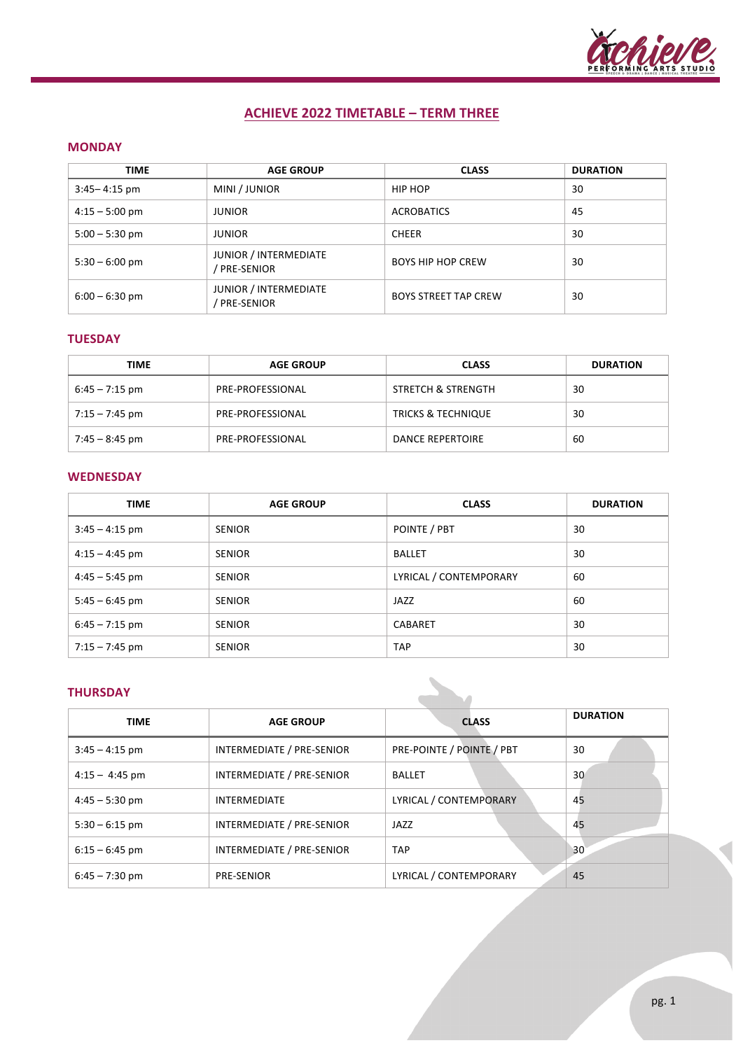# ACHIEVE 2022 TIMETABLE – TERM THREE

## MONDAY

| TIME | AGE GROUP | CLASS | DURATION |
|---|---|---|---|
| 3:45– 4:15 pm | MINI / JUNIOR | HIP HOP | 30 |
| 4:15 – 5:00 pm | JUNIOR | ACROBATICS | 45 |
| 5:00 – 5:30 pm | JUNIOR | CHEER | 30 |
| 5:30 – 6:00 pm | JUNIOR / INTERMEDIATE / PRE-SENIOR | BOYS HIP HOP CREW | 30 |
| 6:00 – 6:30 pm | JUNIOR / INTERMEDIATE / PRE-SENIOR | BOYS STREET TAP CREW | 30 |

## TUESDAY

| TIME | AGE GROUP | CLASS | DURATION |
|---|---|---|---|
| 6:45 – 7:15 pm | PRE-PROFESSIONAL | STRETCH & STRENGTH | 30 |
| 7:15 – 7:45 pm | PRE-PROFESSIONAL | TRICKS & TECHNIQUE | 30 |
| 7:45 – 8:45 pm | PRE-PROFESSIONAL | DANCE REPERTOIRE | 60 |

## WEDNESDAY

| TIME | AGE GROUP | CLASS | DURATION |
|---|---|---|---|
| 3:45 – 4:15 pm | SENIOR | POINTE / PBT | 30 |
| 4:15 – 4:45 pm | SENIOR | BALLET | 30 |
| 4:45 – 5:45 pm | SENIOR | LYRICAL / CONTEMPORARY | 60 |
| 5:45 – 6:45 pm | SENIOR | JAZZ | 60 |
| 6:45 – 7:15 pm | SENIOR | CABARET | 30 |
| 7:15 – 7:45 pm | SENIOR | TAP | 30 |

## THURSDAY

| TIME | AGE GROUP | CLASS | DURATION |
|---|---|---|---|
| 3:45 – 4:15 pm | INTERMEDIATE / PRE-SENIOR | PRE-POINTE / POINTE / PBT | 30 |
| 4:15 – 4:45 pm | INTERMEDIATE / PRE-SENIOR | BALLET | 30 |
| 4:45 – 5:30 pm | INTERMEDIATE | LYRICAL / CONTEMPORARY | 45 |
| 5:30 – 6:15 pm | INTERMEDIATE / PRE-SENIOR | JAZZ | 45 |
| 6:15 – 6:45 pm | INTERMEDIATE / PRE-SENIOR | TAP | 30 |
| 6:45 – 7:30 pm | PRE-SENIOR | LYRICAL / CONTEMPORARY | 45 |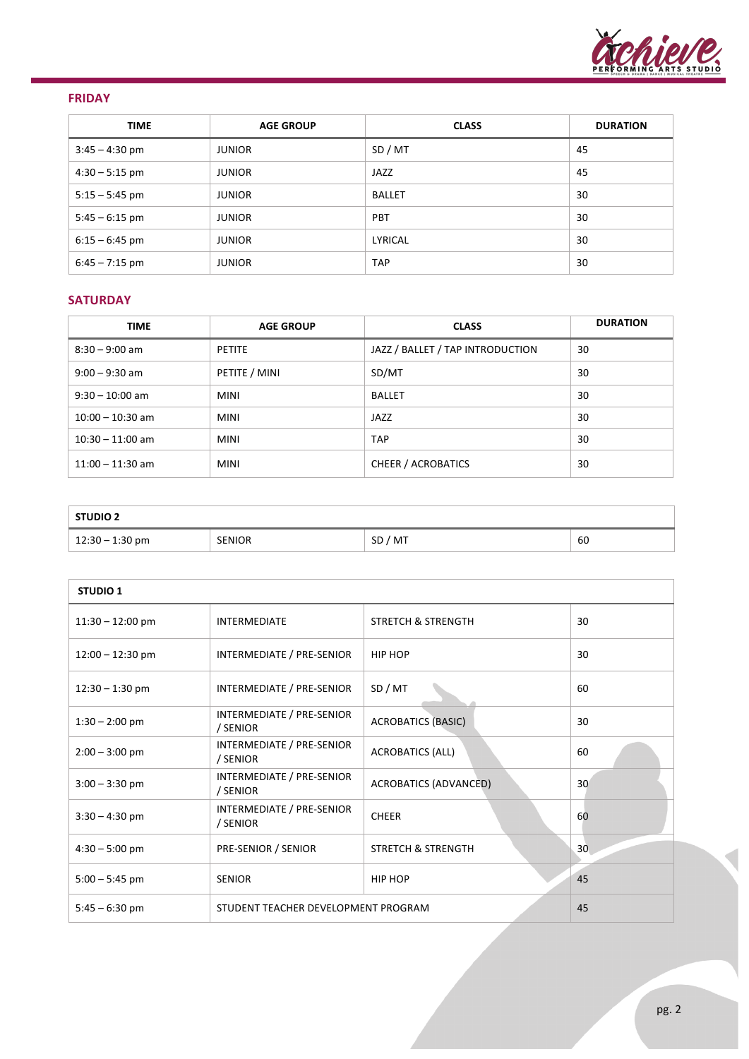## FRIDAY

| TIME | AGE GROUP | CLASS | DURATION |
|---|---|---|---|
| 3:45 – 4:30 pm | JUNIOR | SD / MT | 45 |
| 4:30 – 5:15 pm | JUNIOR | JAZZ | 45 |
| 5:15 – 5:45 pm | JUNIOR | BALLET | 30 |
| 5:45 – 6:15 pm | JUNIOR | PBT | 30 |
| 6:15 – 6:45 pm | JUNIOR | LYRICAL | 30 |
| 6:45 – 7:15 pm | JUNIOR | TAP | 30 |

## SATURDAY

| TIME | AGE GROUP | CLASS | DURATION |
|---|---|---|---|
| 8:30 – 9:00 am | PETITE | JAZZ / BALLET / TAP INTRODUCTION | 30 |
| 9:00 – 9:30 am | PETITE / MINI | SD/MT | 30 |
| 9:30 – 10:00 am | MINI | BALLET | 30 |
| 10:00 – 10:30 am | MINI | JAZZ | 30 |
| 10:30 – 11:00 am | MINI | TAP | 30 |
| 11:00 – 11:30 am | MINI | CHEER / ACROBATICS | 30 |

| STUDIO 2 | | | |
|---|---|---|---|
| 12:30 – 1:30 pm | SENIOR | SD / MT | 60 |

| STUDIO 1 | | | |
|---|---|---|---|
| 11:30 – 12:00 pm | INTERMEDIATE | STRETCH & STRENGTH | 30 |
| 12:00 – 12:30 pm | INTERMEDIATE / PRE-SENIOR | HIP HOP | 30 |
| 12:30 – 1:30 pm | INTERMEDIATE / PRE-SENIOR | SD / MT | 60 |
| 1:30 – 2:00 pm | INTERMEDIATE / PRE-SENIOR / SENIOR | ACROBATICS (BASIC) | 30 |
| 2:00 – 3:00 pm | INTERMEDIATE / PRE-SENIOR / SENIOR | ACROBATICS (ALL) | 60 |
| 3:00 – 3:30 pm | INTERMEDIATE / PRE-SENIOR / SENIOR | ACROBATICS (ADVANCED) | 30 |
| 3:30 – 4:30 pm | INTERMEDIATE / PRE-SENIOR / SENIOR | CHEER | 60 |
| 4:30 – 5:00 pm | PRE-SENIOR / SENIOR | STRETCH & STRENGTH | 30 |
| 5:00 – 5:45 pm | SENIOR | HIP HOP | 45 |
| 5:45 – 6:30 pm | STUDENT TEACHER DEVELOPMENT PROGRAM | | 45 |